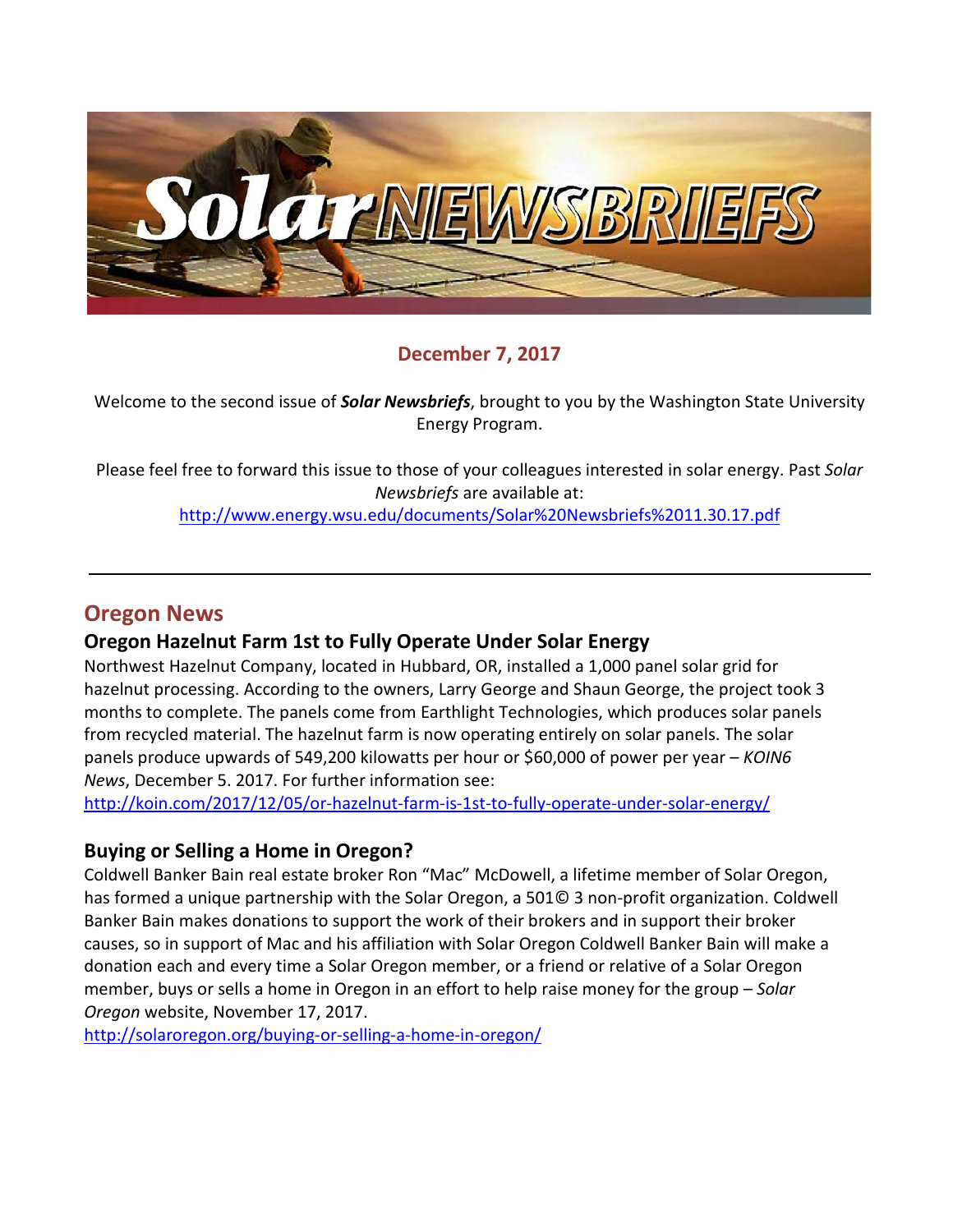# Solar NEWSBRIEFS

**December 7, 2017**

Welcome to the second issue of ***Solar Newsbriefs***, brought to you by the Washington State University Energy Program.

Please feel free to forward this issue to those of your colleagues interested in solar energy. Past *Solar Newsbriefs* are available at:
http://www.energy.wsu.edu/documents/Solar%20Newsbriefs%2011.30.17.pdf

---

## Oregon News

### Oregon Hazelnut Farm 1st to Fully Operate Under Solar Energy

Northwest Hazelnut Company, located in Hubbard, OR, installed a 1,000 panel solar grid for hazelnut processing. According to the owners, Larry George and Shaun George, the project took 3 months to complete. The panels come from Earthlight Technologies, which produces solar panels from recycled material. The hazelnut farm is now operating entirely on solar panels. The solar panels produce upwards of 549,200 kilowatts per hour or $60,000 of power per year – *KOIN6 News*, December 5. 2017. For further information see:
http://koin.com/2017/12/05/or-hazelnut-farm-is-1st-to-fully-operate-under-solar-energy/

### Buying or Selling a Home in Oregon?

Coldwell Banker Bain real estate broker Ron "Mac" McDowell, a lifetime member of Solar Oregon, has formed a unique partnership with the Solar Oregon, a 501© 3 non-profit organization. Coldwell Banker Bain makes donations to support the work of their brokers and in support their broker causes, so in support of Mac and his affiliation with Solar Oregon Coldwell Banker Bain will make a donation each and every time a Solar Oregon member, or a friend or relative of a Solar Oregon member, buys or sells a home in Oregon in an effort to help raise money for the group – *Solar Oregon* website, November 17, 2017.
http://solaroregon.org/buying-or-selling-a-home-in-oregon/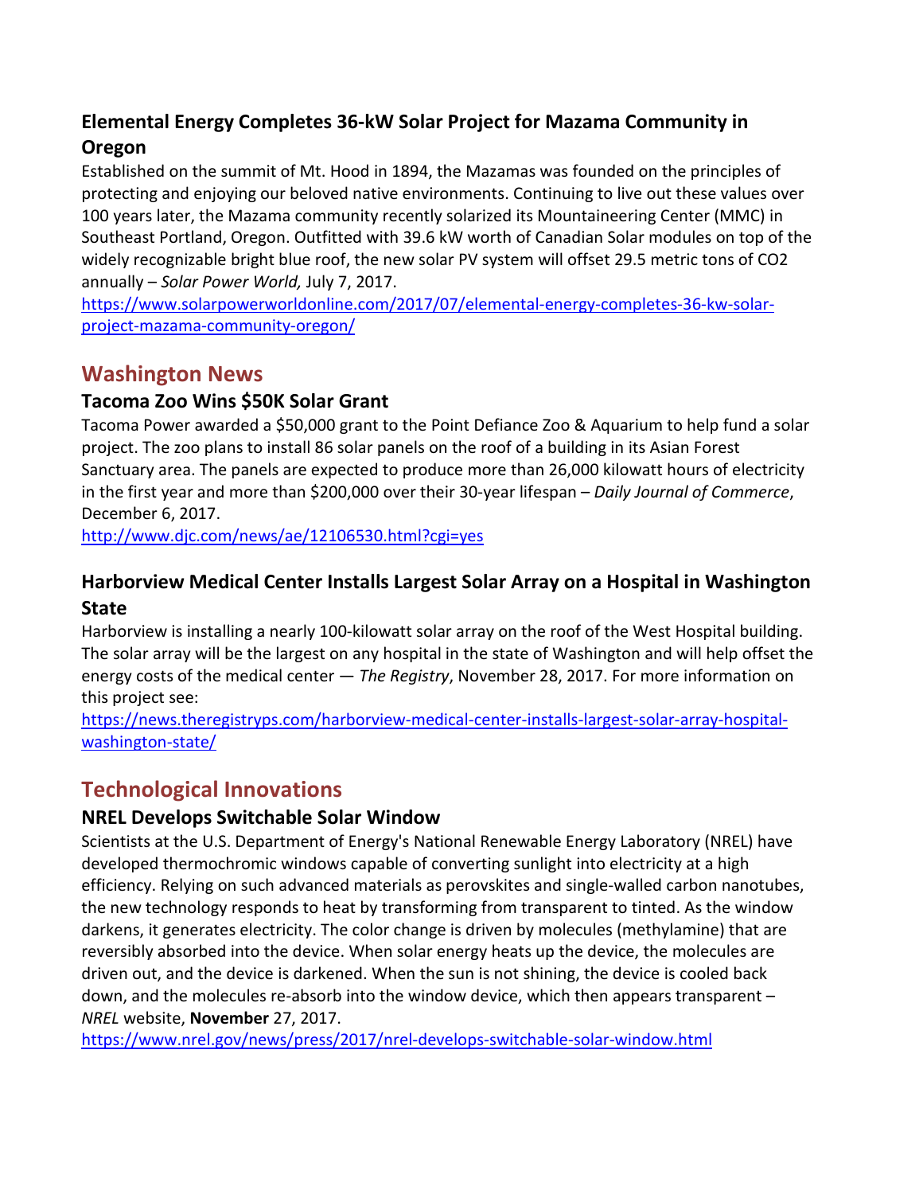### Elemental Energy Completes 36-kW Solar Project for Mazama Community in Oregon

Established on the summit of Mt. Hood in 1894, the Mazamas was founded on the principles of protecting and enjoying our beloved native environments. Continuing to live out these values over 100 years later, the Mazama community recently solarized its Mountaineering Center (MMC) in Southeast Portland, Oregon. Outfitted with 39.6 kW worth of Canadian Solar modules on top of the widely recognizable bright blue roof, the new solar PV system will offset 29.5 metric tons of $CO_2$ annually – *Solar Power World,* July 7, 2017.

https://www.solarpowerworldonline.com/2017/07/elemental-energy-completes-36-kw-solar-project-mazama-community-oregon/

## Washington News

### Tacoma Zoo Wins $50K Solar Grant

Tacoma Power awarded a $50,000 grant to the Point Defiance Zoo & Aquarium to help fund a solar project. The zoo plans to install 86 solar panels on the roof of a building in its Asian Forest Sanctuary area. The panels are expected to produce more than 26,000 kilowatt hours of electricity in the first year and more than $200,000 over their 30-year lifespan – *Daily Journal of Commerce*, December 6, 2017.

http://www.djc.com/news/ae/12106530.html?cgi=yes

### Harborview Medical Center Installs Largest Solar Array on a Hospital in Washington State

Harborview is installing a nearly 100-kilowatt solar array on the roof of the West Hospital building. The solar array will be the largest on any hospital in the state of Washington and will help offset the energy costs of the medical center — *The Registry*, November 28, 2017. For more information on this project see:

https://news.theregistryps.com/harborview-medical-center-installs-largest-solar-array-hospital-washington-state/

## Technological Innovations

### NREL Develops Switchable Solar Window

Scientists at the U.S. Department of Energy's National Renewable Energy Laboratory (NREL) have developed thermochromic windows capable of converting sunlight into electricity at a high efficiency. Relying on such advanced materials as perovskites and single-walled carbon nanotubes, the new technology responds to heat by transforming from transparent to tinted. As the window darkens, it generates electricity. The color change is driven by molecules (methylamine) that are reversibly absorbed into the device. When solar energy heats up the device, the molecules are driven out, and the device is darkened. When the sun is not shining, the device is cooled back down, and the molecules re-absorb into the window device, which then appears transparent – *NREL* website, **November** 27, 2017.

https://www.nrel.gov/news/press/2017/nrel-develops-switchable-solar-window.html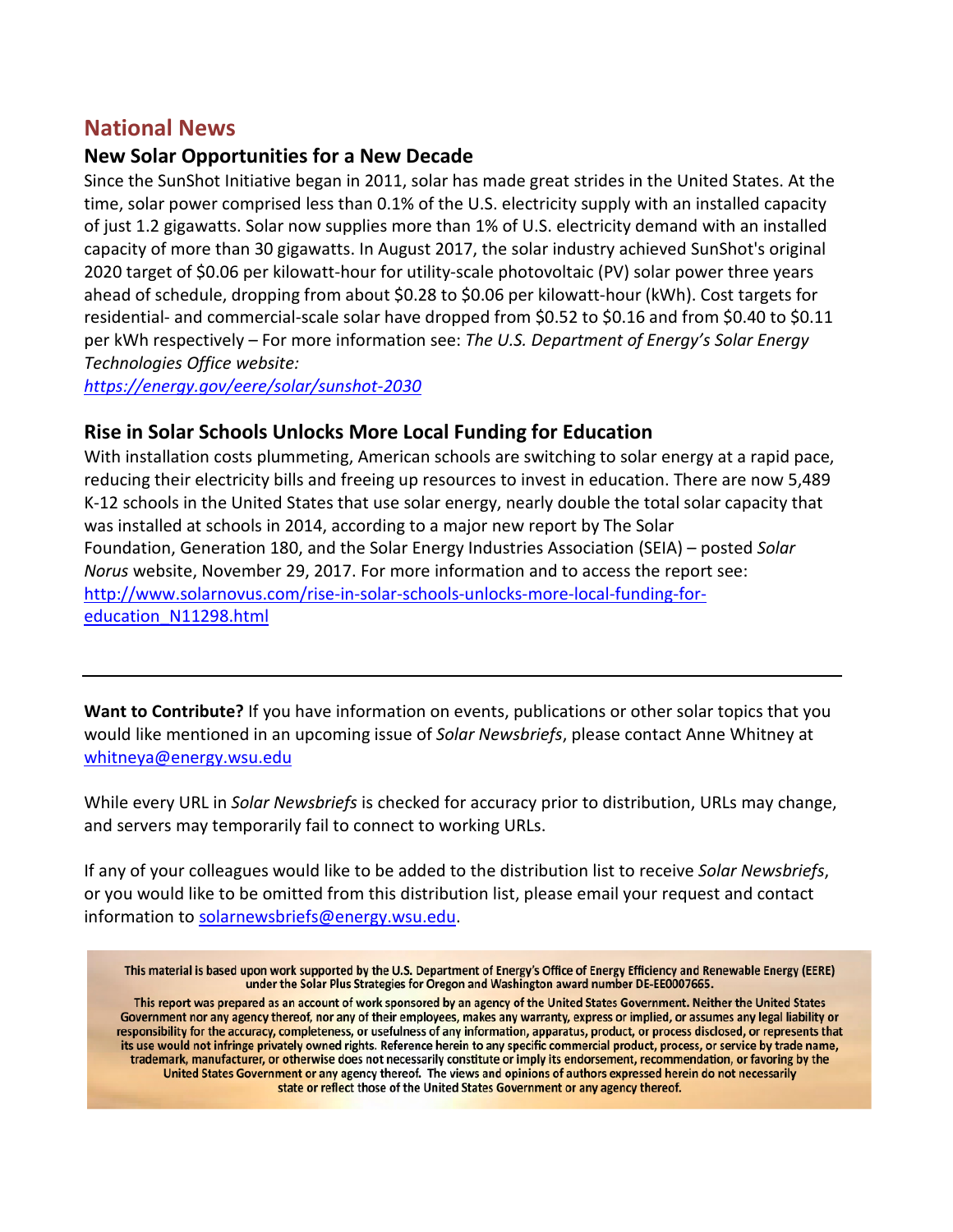## National News

### New Solar Opportunities for a New Decade

Since the SunShot Initiative began in 2011, solar has made great strides in the United States. At the time, solar power comprised less than 0.1% of the U.S. electricity supply with an installed capacity of just 1.2 gigawatts. Solar now supplies more than 1% of U.S. electricity demand with an installed capacity of more than 30 gigawatts. In August 2017, the solar industry achieved SunShot's original 2020 target of $0.06 per kilowatt-hour for utility-scale photovoltaic (PV) solar power three years ahead of schedule, dropping from about $0.28 to $0.06 per kilowatt-hour (kWh). Cost targets for residential- and commercial-scale solar have dropped from $0.52 to $0.16 and from $0.40 to $0.11 per kWh respectively – For more information see: *The U.S. Department of Energy's Solar Energy Technologies Office website:*
*https://energy.gov/eere/solar/sunshot-2030*

### Rise in Solar Schools Unlocks More Local Funding for Education

With installation costs plummeting, American schools are switching to solar energy at a rapid pace, reducing their electricity bills and freeing up resources to invest in education. There are now 5,489 K-12 schools in the United States that use solar energy, nearly double the total solar capacity that was installed at schools in 2014, according to a major new report by The Solar Foundation, Generation 180, and the Solar Energy Industries Association (SEIA) – posted *Solar Norus* website, November 29, 2017. For more information and to access the report see: http://www.solarnovus.com/rise-in-solar-schools-unlocks-more-local-funding-for-education_N11298.html

---

**Want to Contribute?** If you have information on events, publications or other solar topics that you would like mentioned in an upcoming issue of *Solar Newsbriefs*, please contact Anne Whitney at whitneya@energy.wsu.edu

While every URL in *Solar Newsbriefs* is checked for accuracy prior to distribution, URLs may change, and servers may temporarily fail to connect to working URLs.

If any of your colleagues would like to be added to the distribution list to receive *Solar Newsbriefs*, or you would like to be omitted from this distribution list, please email your request and contact information to solarnewsbriefs@energy.wsu.edu.

**This material is based upon work supported by the U.S. Department of Energy's Office of Energy Efficiency and Renewable Energy (EERE) under the Solar Plus Strategies for Oregon and Washington award number DE-EE0007665.**

**This report was prepared as an account of work sponsored by an agency of the United States Government. Neither the United States Government nor any agency thereof, nor any of their employees, makes any warranty, express or implied, or assumes any legal liability or responsibility for the accuracy, completeness, or usefulness of any information, apparatus, product, or process disclosed, or represents that its use would not infringe privately owned rights. Reference herein to any specific commercial product, process, or service by trade name, trademark, manufacturer, or otherwise does not necessarily constitute or imply its endorsement, recommendation, or favoring by the United States Government or any agency thereof. The views and opinions of authors expressed herein do not necessarily state or reflect those of the United States Government or any agency thereof.**